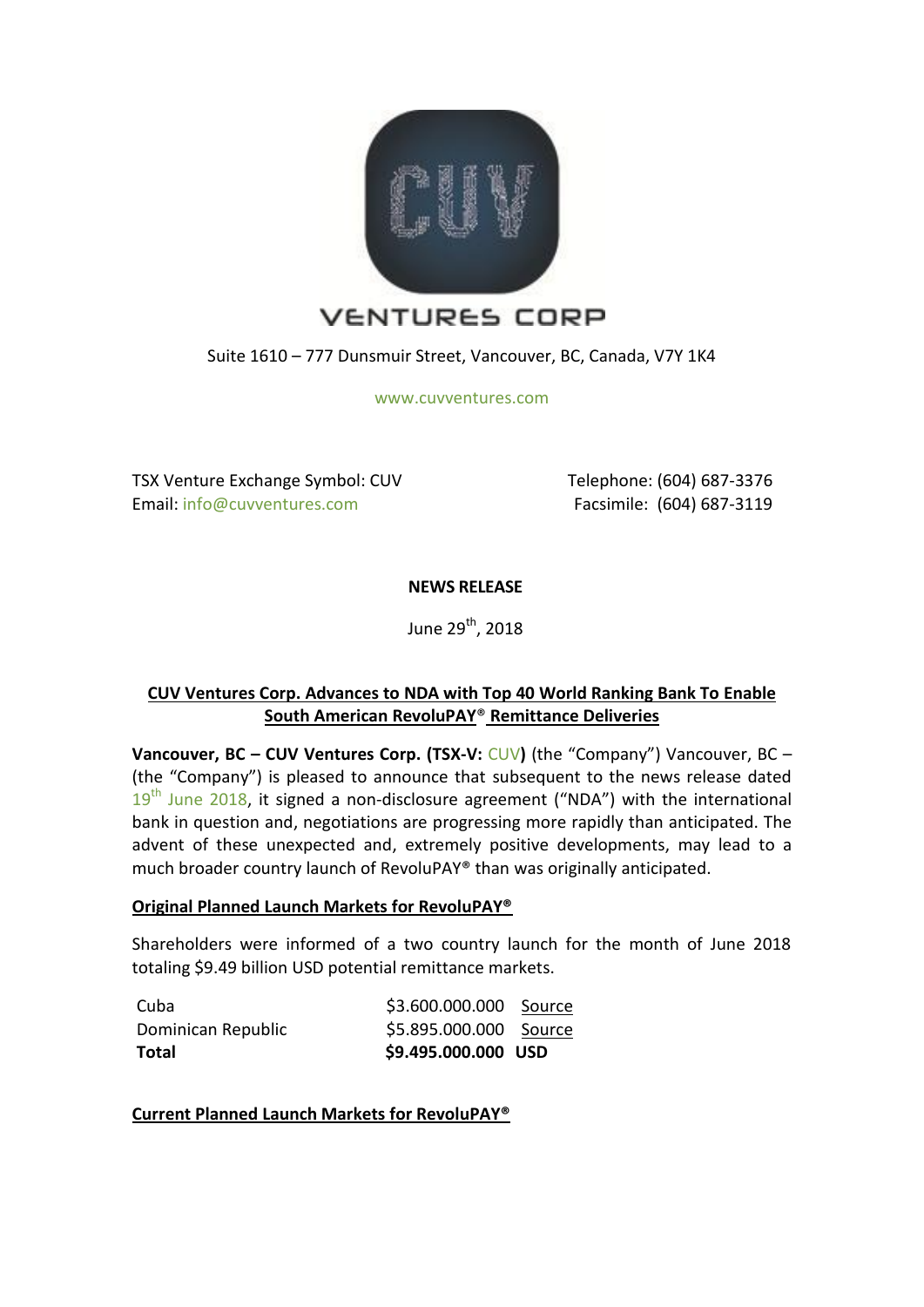VENTURES CORP

Suite 1610 – 777 Dunsmuir Street, Vancouver, BC, Canada, V7Y 1K4

www.cuvventures.com

TSX Venture Exchange Symbol: CUV
Email: info@cuvventures.com

Telephone: (604) 687-3376
Facsimile: (604) 687-3119

**NEWS RELEASE**

June 29th, 2018

## CUV Ventures Corp. Advances to NDA with Top 40 World Ranking Bank To Enable South American RevoluPAY® Remittance Deliveries

**Vancouver, BC – CUV Ventures Corp. (TSX-V: CUV)** (the "Company") Vancouver, BC – (the "Company") is pleased to announce that subsequent to the news release dated 19th June 2018, it signed a non-disclosure agreement ("NDA") with the international bank in question and, negotiations are progressing more rapidly than anticipated. The advent of these unexpected and, extremely positive developments, may lead to a much broader country launch of RevoluPAY® than was originally anticipated.

### Original Planned Launch Markets for RevoluPAY®

Shareholders were informed of a two country launch for the month of June 2018 totaling $9.49 billion USD potential remittance markets.

| | | |
|---|---|---|
| Cuba | $3.600.000.000 | Source |
| Dominican Republic | $5.895.000.000 | Source |
| **Total** | **$9.495.000.000** | **USD** |

### Current Planned Launch Markets for RevoluPAY®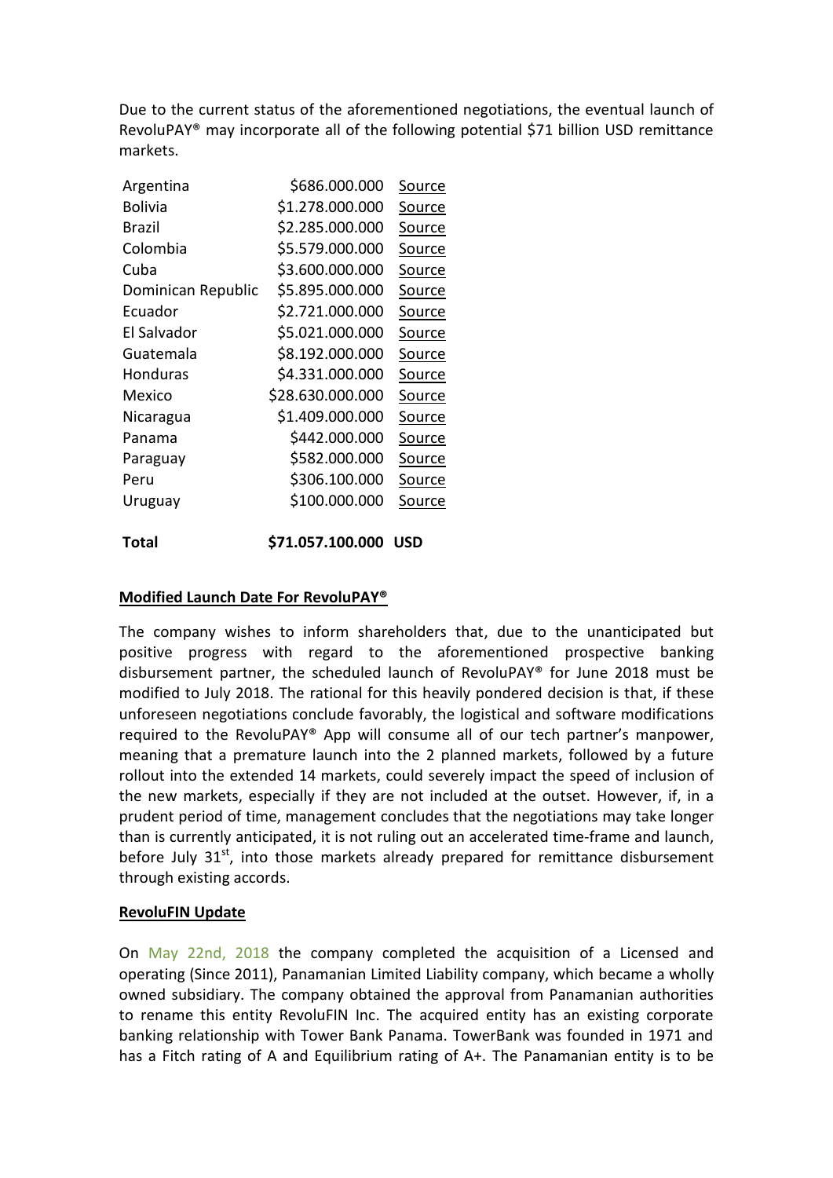Due to the current status of the aforementioned negotiations, the eventual launch of RevoluPAY® may incorporate all of the following potential $71 billion USD remittance markets.

| | | |
|---|---|---|
| Argentina | $686.000.000 | Source |
| Bolivia | $1.278.000.000 | Source |
| Brazil | $2.285.000.000 | Source |
| Colombia | $5.579.000.000 | Source |
| Cuba | $3.600.000.000 | Source |
| Dominican Republic | $5.895.000.000 | Source |
| Ecuador | $2.721.000.000 | Source |
| El Salvador | $5.021.000.000 | Source |
| Guatemala | $8.192.000.000 | Source |
| Honduras | $4.331.000.000 | Source |
| Mexico | $28.630.000.000 | Source |
| Nicaragua | $1.409.000.000 | Source |
| Panama | $442.000.000 | Source |
| Paraguay | $582.000.000 | Source |
| Peru | $306.100.000 | Source |
| Uruguay | $100.000.000 | Source |
| **Total** | **$71.057.100.000** | **USD** |

**Modified Launch Date For RevoluPAY®**

The company wishes to inform shareholders that, due to the unanticipated but positive progress with regard to the aforementioned prospective banking disbursement partner, the scheduled launch of RevoluPAY® for June 2018 must be modified to July 2018. The rational for this heavily pondered decision is that, if these unforeseen negotiations conclude favorably, the logistical and software modifications required to the RevoluPAY® App will consume all of our tech partner's manpower, meaning that a premature launch into the 2 planned markets, followed by a future rollout into the extended 14 markets, could severely impact the speed of inclusion of the new markets, especially if they are not included at the outset. However, if, in a prudent period of time, management concludes that the negotiations may take longer than is currently anticipated, it is not ruling out an accelerated time-frame and launch, before July 31st, into those markets already prepared for remittance disbursement through existing accords.

**RevoluFIN Update**

On May 22nd, 2018 the company completed the acquisition of a Licensed and operating (Since 2011), Panamanian Limited Liability company, which became a wholly owned subsidiary. The company obtained the approval from Panamanian authorities to rename this entity RevoluFIN Inc. The acquired entity has an existing corporate banking relationship with Tower Bank Panama. TowerBank was founded in 1971 and has a Fitch rating of A and Equilibrium rating of A+. The Panamanian entity is to be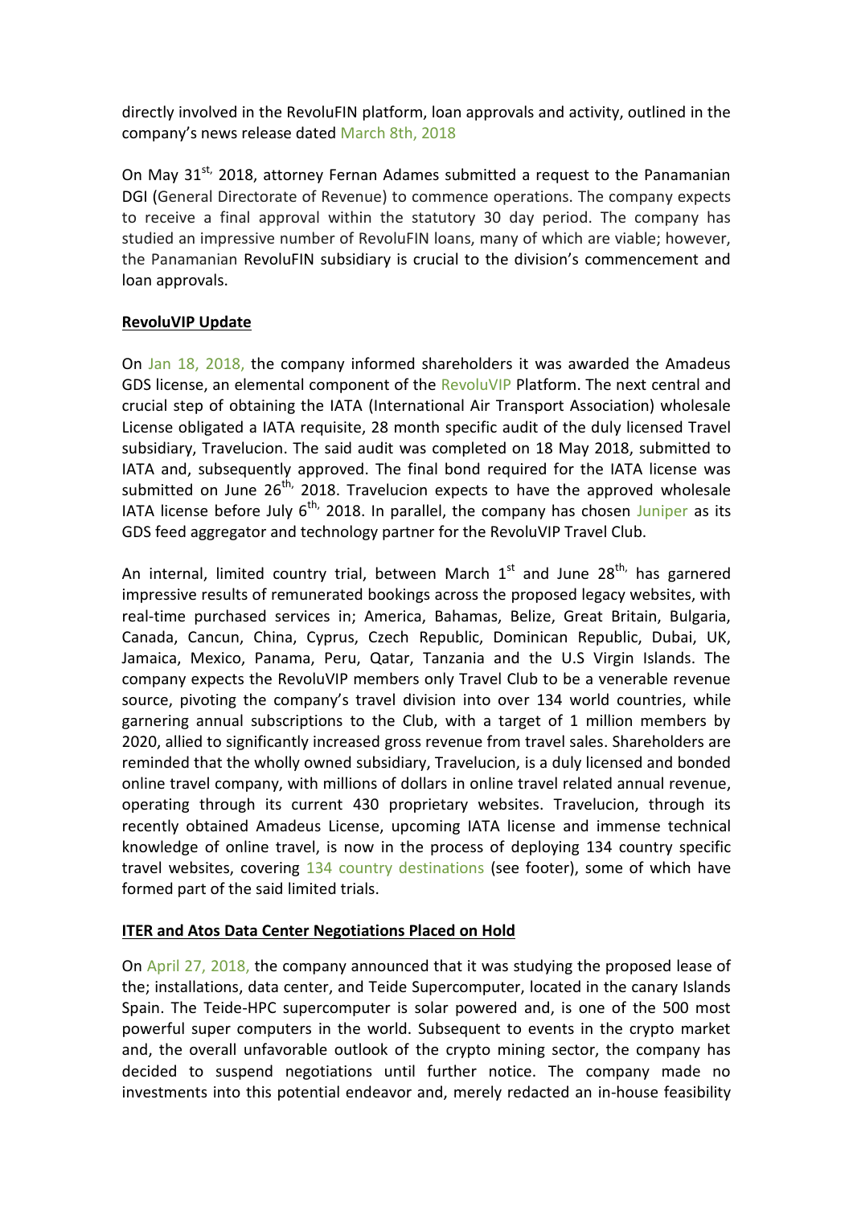directly involved in the RevoluFIN platform, loan approvals and activity, outlined in the company's news release dated March 8th, 2018

On May 31st, 2018, attorney Fernan Adames submitted a request to the Panamanian DGI (General Directorate of Revenue) to commence operations. The company expects to receive a final approval within the statutory 30 day period. The company has studied an impressive number of RevoluFIN loans, many of which are viable; however, the Panamanian RevoluFIN subsidiary is crucial to the division's commencement and loan approvals.

**RevoluVIP Update**

On Jan 18, 2018, the company informed shareholders it was awarded the Amadeus GDS license, an elemental component of the RevoluVIP Platform. The next central and crucial step of obtaining the IATA (International Air Transport Association) wholesale License obligated a IATA requisite, 28 month specific audit of the duly licensed Travel subsidiary, Travelucion. The said audit was completed on 18 May 2018, submitted to IATA and, subsequently approved. The final bond required for the IATA license was submitted on June 26th, 2018. Travelucion expects to have the approved wholesale IATA license before July 6th, 2018. In parallel, the company has chosen Juniper as its GDS feed aggregator and technology partner for the RevoluVIP Travel Club.

An internal, limited country trial, between March 1st and June 28th, has garnered impressive results of remunerated bookings across the proposed legacy websites, with real-time purchased services in; America, Bahamas, Belize, Great Britain, Bulgaria, Canada, Cancun, China, Cyprus, Czech Republic, Dominican Republic, Dubai, UK, Jamaica, Mexico, Panama, Peru, Qatar, Tanzania and the U.S Virgin Islands. The company expects the RevoluVIP members only Travel Club to be a venerable revenue source, pivoting the company's travel division into over 134 world countries, while garnering annual subscriptions to the Club, with a target of 1 million members by 2020, allied to significantly increased gross revenue from travel sales. Shareholders are reminded that the wholly owned subsidiary, Travelucion, is a duly licensed and bonded online travel company, with millions of dollars in online travel related annual revenue, operating through its current 430 proprietary websites. Travelucion, through its recently obtained Amadeus License, upcoming IATA license and immense technical knowledge of online travel, is now in the process of deploying 134 country specific travel websites, covering 134 country destinations (see footer), some of which have formed part of the said limited trials.

**ITER and Atos Data Center Negotiations Placed on Hold**

On April 27, 2018, the company announced that it was studying the proposed lease of the; installations, data center, and Teide Supercomputer, located in the canary Islands Spain. The Teide-HPC supercomputer is solar powered and, is one of the 500 most powerful super computers in the world. Subsequent to events in the crypto market and, the overall unfavorable outlook of the crypto mining sector, the company has decided to suspend negotiations until further notice. The company made no investments into this potential endeavor and, merely redacted an in-house feasibility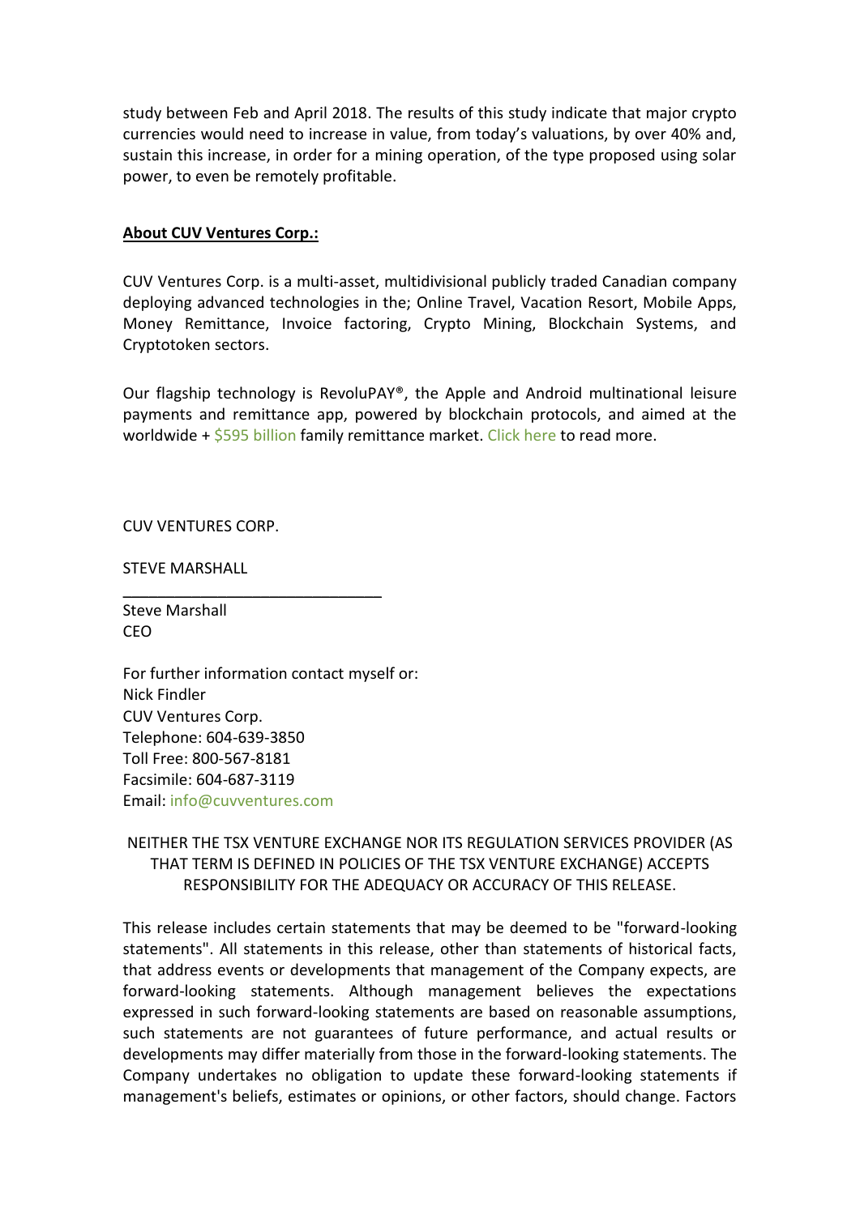study between Feb and April 2018. The results of this study indicate that major crypto currencies would need to increase in value, from today's valuations, by over 40% and, sustain this increase, in order for a mining operation, of the type proposed using solar power, to even be remotely profitable.

**About CUV Ventures Corp.:**

CUV Ventures Corp. is a multi-asset, multidivisional publicly traded Canadian company deploying advanced technologies in the; Online Travel, Vacation Resort, Mobile Apps, Money Remittance, Invoice factoring, Crypto Mining, Blockchain Systems, and Cryptotoken sectors.

Our flagship technology is RevoluPAY®, the Apple and Android multinational leisure payments and remittance app, powered by blockchain protocols, and aimed at the worldwide + $595 billion family remittance market. Click here to read more.

CUV VENTURES CORP.

STEVE MARSHALL

_______________________________

Steve Marshall
CEO

For further information contact myself or:
Nick Findler
CUV Ventures Corp.
Telephone: 604-639-3850
Toll Free: 800-567-8181
Facsimile: 604-687-3119
Email: info@cuvventures.com

NEITHER THE TSX VENTURE EXCHANGE NOR ITS REGULATION SERVICES PROVIDER (AS THAT TERM IS DEFINED IN POLICIES OF THE TSX VENTURE EXCHANGE) ACCEPTS RESPONSIBILITY FOR THE ADEQUACY OR ACCURACY OF THIS RELEASE.

This release includes certain statements that may be deemed to be "forward-looking statements". All statements in this release, other than statements of historical facts, that address events or developments that management of the Company expects, are forward-looking statements. Although management believes the expectations expressed in such forward-looking statements are based on reasonable assumptions, such statements are not guarantees of future performance, and actual results or developments may differ materially from those in the forward-looking statements. The Company undertakes no obligation to update these forward-looking statements if management's beliefs, estimates or opinions, or other factors, should change. Factors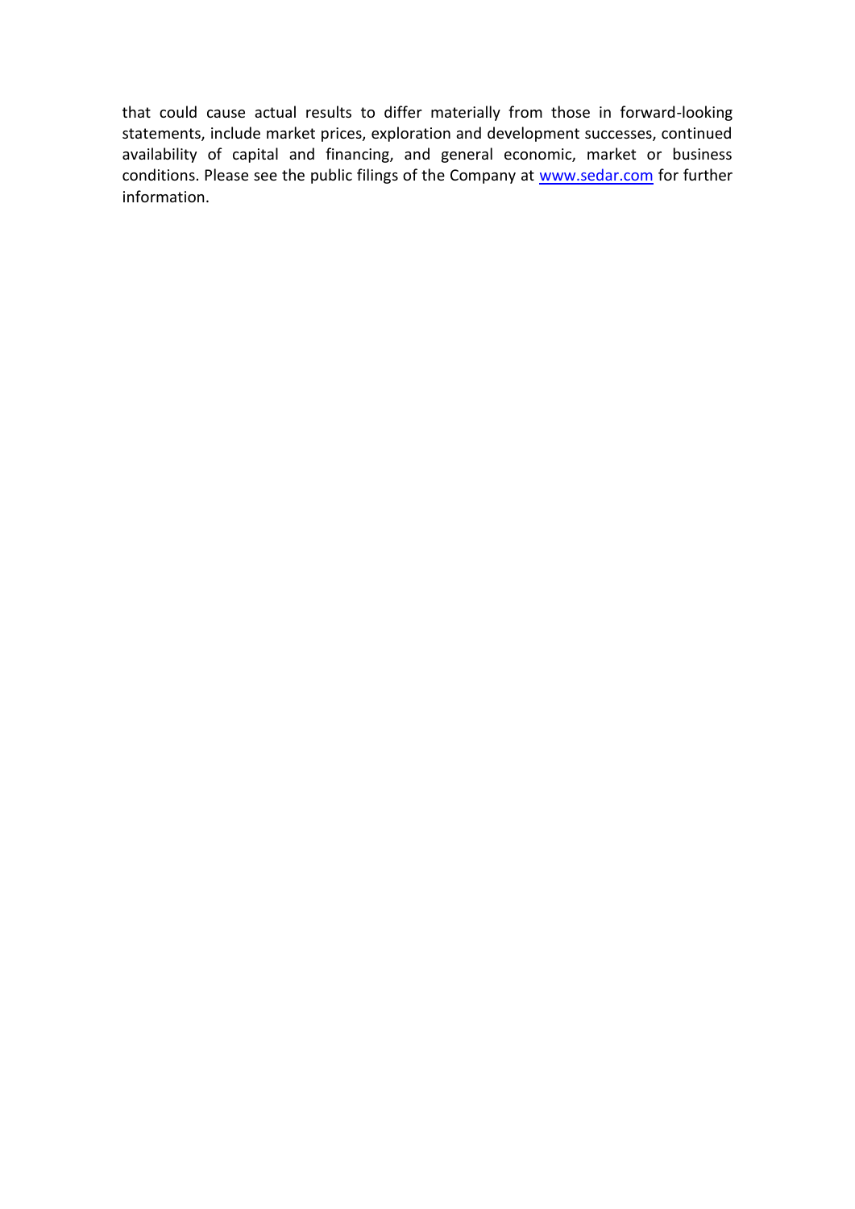that could cause actual results to differ materially from those in forward-looking statements, include market prices, exploration and development successes, continued availability of capital and financing, and general economic, market or business conditions. Please see the public filings of the Company at [www.sedar.com](http://www.sedar.com) for further information.